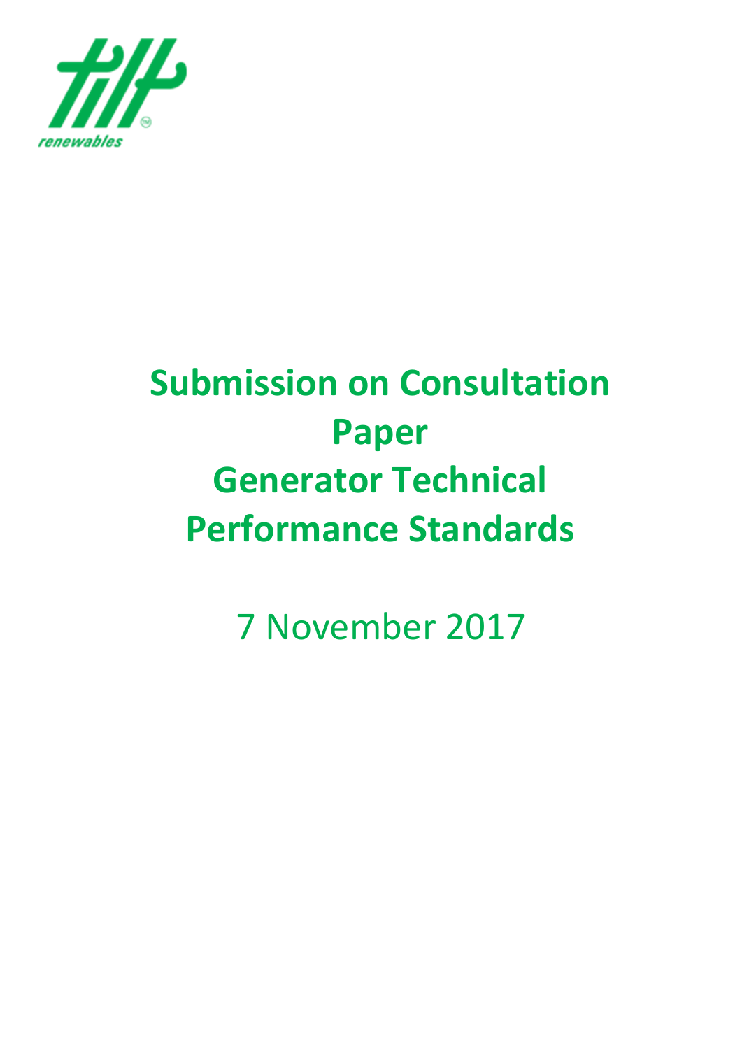# Submission on Consultation Paper
# Generator Technical Performance Standards

7 November 2017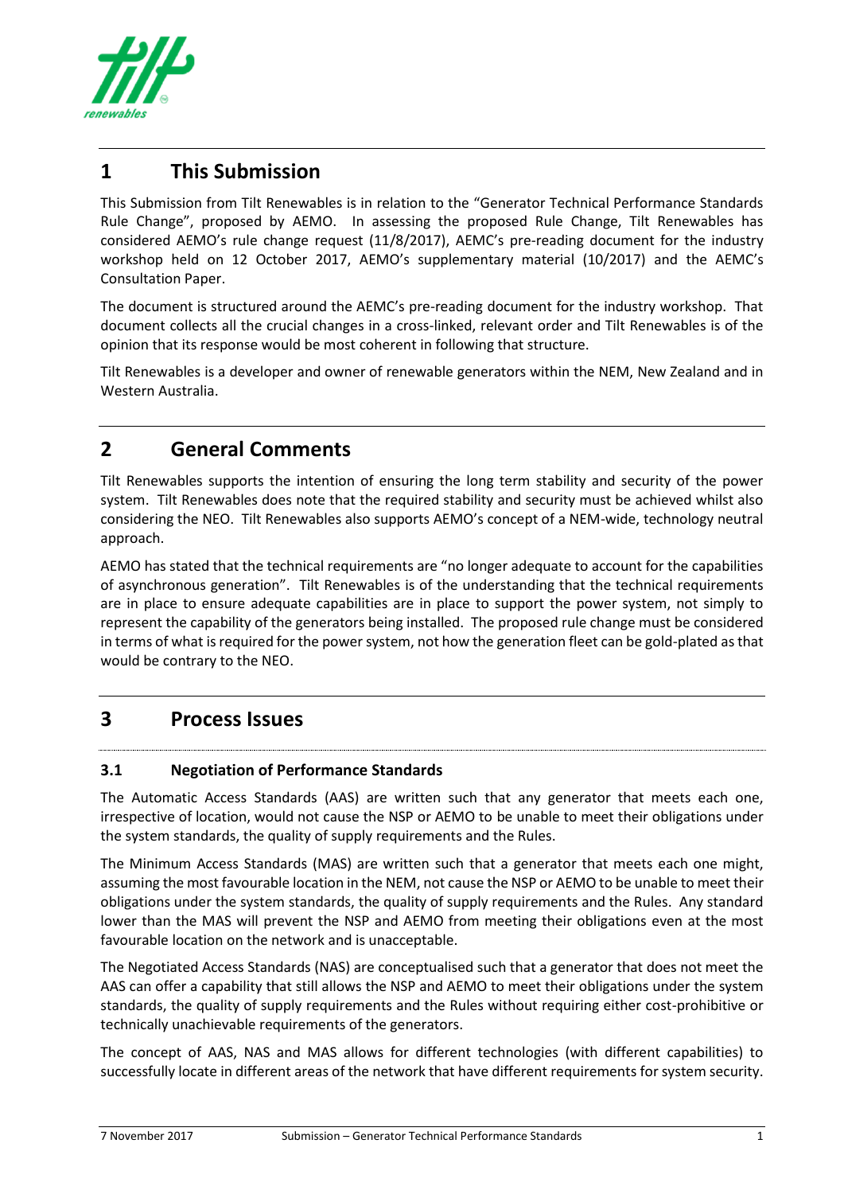# 1 This Submission

This Submission from Tilt Renewables is in relation to the "Generator Technical Performance Standards Rule Change", proposed by AEMO. In assessing the proposed Rule Change, Tilt Renewables has considered AEMO's rule change request (11/8/2017), AEMC's pre-reading document for the industry workshop held on 12 October 2017, AEMO's supplementary material (10/2017) and the AEMC's Consultation Paper.

The document is structured around the AEMC's pre-reading document for the industry workshop. That document collects all the crucial changes in a cross-linked, relevant order and Tilt Renewables is of the opinion that its response would be most coherent in following that structure.

Tilt Renewables is a developer and owner of renewable generators within the NEM, New Zealand and in Western Australia.

# 2 General Comments

Tilt Renewables supports the intention of ensuring the long term stability and security of the power system. Tilt Renewables does note that the required stability and security must be achieved whilst also considering the NEO. Tilt Renewables also supports AEMO's concept of a NEM-wide, technology neutral approach.

AEMO has stated that the technical requirements are "no longer adequate to account for the capabilities of asynchronous generation". Tilt Renewables is of the understanding that the technical requirements are in place to ensure adequate capabilities are in place to support the power system, not simply to represent the capability of the generators being installed. The proposed rule change must be considered in terms of what is required for the power system, not how the generation fleet can be gold-plated as that would be contrary to the NEO.

# 3 Process Issues

## 3.1 Negotiation of Performance Standards

The Automatic Access Standards (AAS) are written such that any generator that meets each one, irrespective of location, would not cause the NSP or AEMO to be unable to meet their obligations under the system standards, the quality of supply requirements and the Rules.

The Minimum Access Standards (MAS) are written such that a generator that meets each one might, assuming the most favourable location in the NEM, not cause the NSP or AEMO to be unable to meet their obligations under the system standards, the quality of supply requirements and the Rules. Any standard lower than the MAS will prevent the NSP and AEMO from meeting their obligations even at the most favourable location on the network and is unacceptable.

The Negotiated Access Standards (NAS) are conceptualised such that a generator that does not meet the AAS can offer a capability that still allows the NSP and AEMO to meet their obligations under the system standards, the quality of supply requirements and the Rules without requiring either cost-prohibitive or technically unachievable requirements of the generators.

The concept of AAS, NAS and MAS allows for different technologies (with different capabilities) to successfully locate in different areas of the network that have different requirements for system security.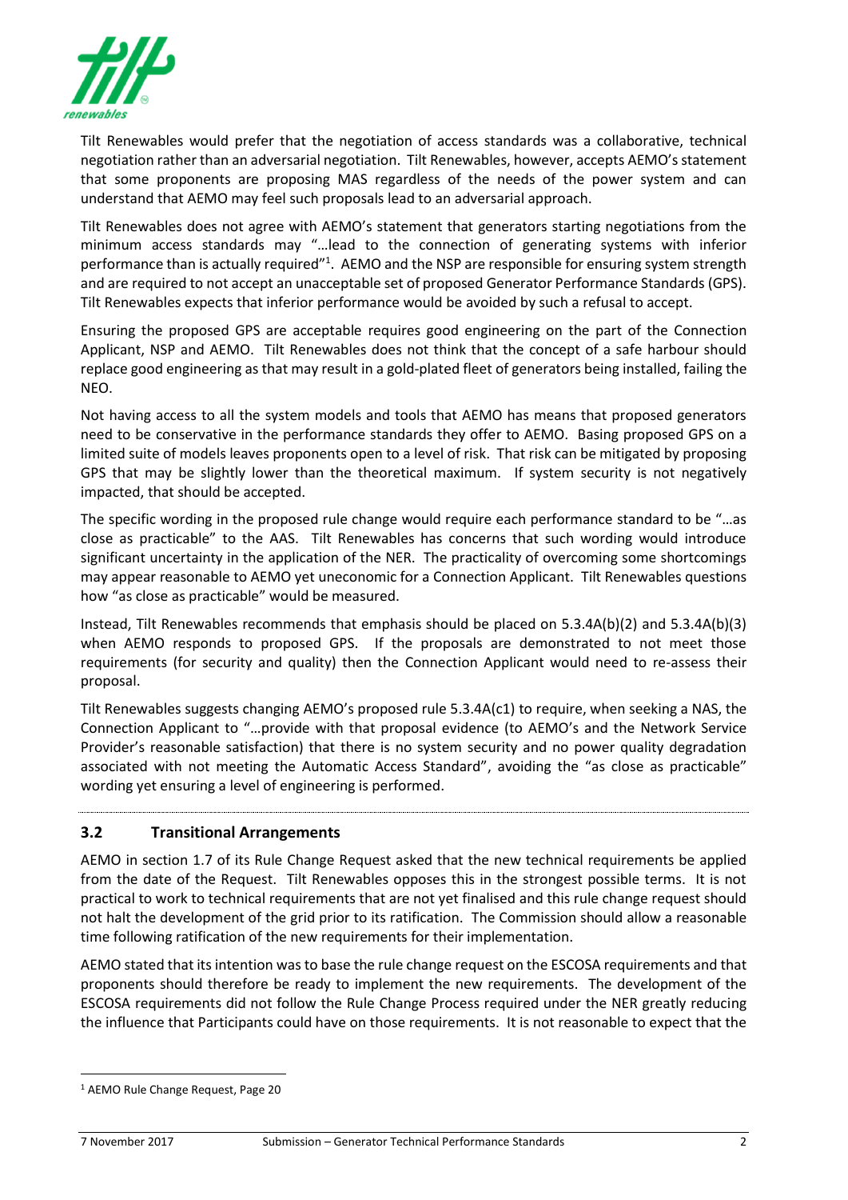Tilt Renewables would prefer that the negotiation of access standards was a collaborative, technical negotiation rather than an adversarial negotiation. Tilt Renewables, however, accepts AEMO's statement that some proponents are proposing MAS regardless of the needs of the power system and can understand that AEMO may feel such proposals lead to an adversarial approach.

Tilt Renewables does not agree with AEMO's statement that generators starting negotiations from the minimum access standards may "…lead to the connection of generating systems with inferior performance than is actually required"[1]. AEMO and the NSP are responsible for ensuring system strength and are required to not accept an unacceptable set of proposed Generator Performance Standards (GPS). Tilt Renewables expects that inferior performance would be avoided by such a refusal to accept.

Ensuring the proposed GPS are acceptable requires good engineering on the part of the Connection Applicant, NSP and AEMO. Tilt Renewables does not think that the concept of a safe harbour should replace good engineering as that may result in a gold-plated fleet of generators being installed, failing the NEO.

Not having access to all the system models and tools that AEMO has means that proposed generators need to be conservative in the performance standards they offer to AEMO. Basing proposed GPS on a limited suite of models leaves proponents open to a level of risk. That risk can be mitigated by proposing GPS that may be slightly lower than the theoretical maximum. If system security is not negatively impacted, that should be accepted.

The specific wording in the proposed rule change would require each performance standard to be "…as close as practicable" to the AAS. Tilt Renewables has concerns that such wording would introduce significant uncertainty in the application of the NER. The practicality of overcoming some shortcomings may appear reasonable to AEMO yet uneconomic for a Connection Applicant. Tilt Renewables questions how "as close as practicable" would be measured.

Instead, Tilt Renewables recommends that emphasis should be placed on 5.3.4A(b)(2) and 5.3.4A(b)(3) when AEMO responds to proposed GPS. If the proposals are demonstrated to not meet those requirements (for security and quality) then the Connection Applicant would need to re-assess their proposal.

Tilt Renewables suggests changing AEMO's proposed rule 5.3.4A(c1) to require, when seeking a NAS, the Connection Applicant to "…provide with that proposal evidence (to AEMO's and the Network Service Provider's reasonable satisfaction) that there is no system security and no power quality degradation associated with not meeting the Automatic Access Standard", avoiding the "as close as practicable" wording yet ensuring a level of engineering is performed.

## 3.2 Transitional Arrangements

AEMO in section 1.7 of its Rule Change Request asked that the new technical requirements be applied from the date of the Request. Tilt Renewables opposes this in the strongest possible terms. It is not practical to work to technical requirements that are not yet finalised and this rule change request should not halt the development of the grid prior to its ratification. The Commission should allow a reasonable time following ratification of the new requirements for their implementation.

AEMO stated that its intention was to base the rule change request on the ESCOSA requirements and that proponents should therefore be ready to implement the new requirements. The development of the ESCOSA requirements did not follow the Rule Change Process required under the NER greatly reducing the influence that Participants could have on those requirements. It is not reasonable to expect that the

[1] AEMO Rule Change Request, Page 20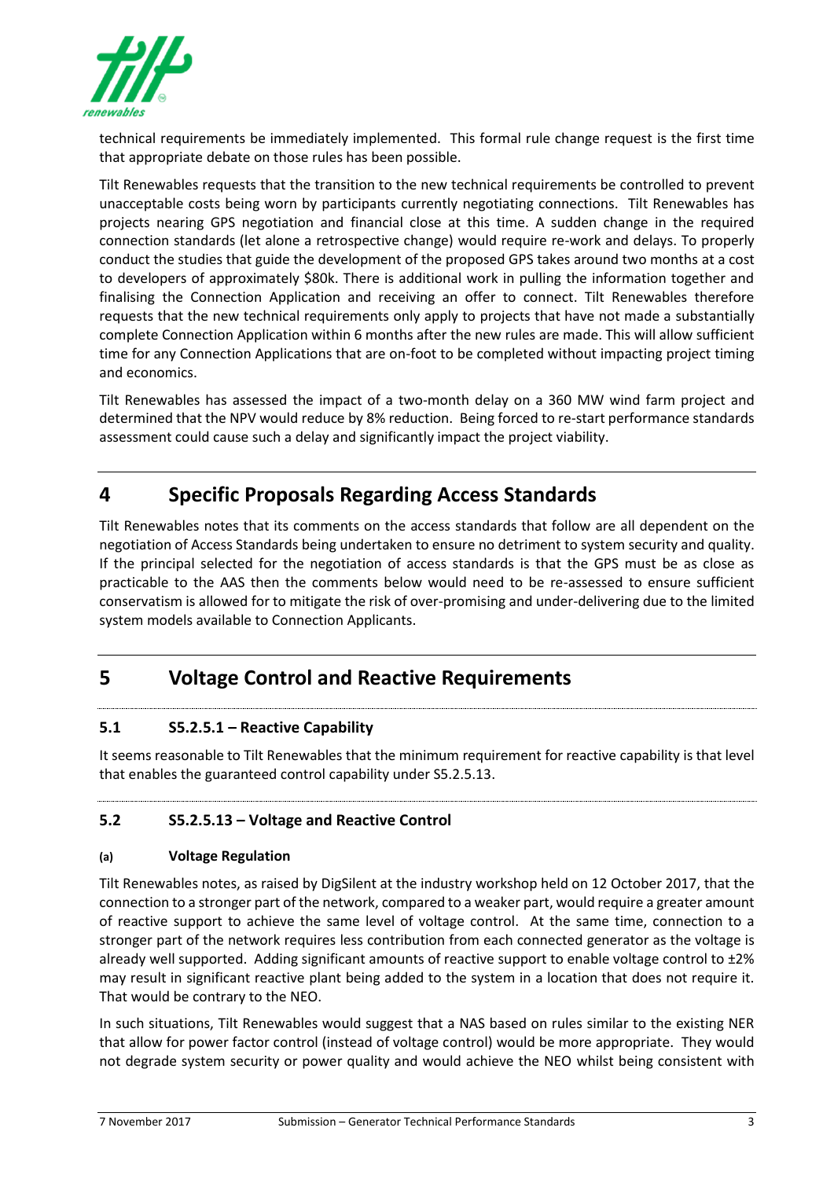technical requirements be immediately implemented. This formal rule change request is the first time that appropriate debate on those rules has been possible.

Tilt Renewables requests that the transition to the new technical requirements be controlled to prevent unacceptable costs being worn by participants currently negotiating connections. Tilt Renewables has projects nearing GPS negotiation and financial close at this time. A sudden change in the required connection standards (let alone a retrospective change) would require re-work and delays. To properly conduct the studies that guide the development of the proposed GPS takes around two months at a cost to developers of approximately $80k. There is additional work in pulling the information together and finalising the Connection Application and receiving an offer to connect. Tilt Renewables therefore requests that the new technical requirements only apply to projects that have not made a substantially complete Connection Application within 6 months after the new rules are made. This will allow sufficient time for any Connection Applications that are on-foot to be completed without impacting project timing and economics.

Tilt Renewables has assessed the impact of a two-month delay on a 360 MW wind farm project and determined that the NPV would reduce by 8% reduction. Being forced to re-start performance standards assessment could cause such a delay and significantly impact the project viability.

# 4 Specific Proposals Regarding Access Standards

Tilt Renewables notes that its comments on the access standards that follow are all dependent on the negotiation of Access Standards being undertaken to ensure no detriment to system security and quality. If the principal selected for the negotiation of access standards is that the GPS must be as close as practicable to the AAS then the comments below would need to be re-assessed to ensure sufficient conservatism is allowed for to mitigate the risk of over-promising and under-delivering due to the limited system models available to Connection Applicants.

# 5 Voltage Control and Reactive Requirements

## 5.1 S5.2.5.1 – Reactive Capability

It seems reasonable to Tilt Renewables that the minimum requirement for reactive capability is that level that enables the guaranteed control capability under S5.2.5.13.

## 5.2 S5.2.5.13 – Voltage and Reactive Control

#### (a) Voltage Regulation

Tilt Renewables notes, as raised by DigSilent at the industry workshop held on 12 October 2017, that the connection to a stronger part of the network, compared to a weaker part, would require a greater amount of reactive support to achieve the same level of voltage control. At the same time, connection to a stronger part of the network requires less contribution from each connected generator as the voltage is already well supported. Adding significant amounts of reactive support to enable voltage control to ±2% may result in significant reactive plant being added to the system in a location that does not require it. That would be contrary to the NEO.

In such situations, Tilt Renewables would suggest that a NAS based on rules similar to the existing NER that allow for power factor control (instead of voltage control) would be more appropriate. They would not degrade system security or power quality and would achieve the NEO whilst being consistent with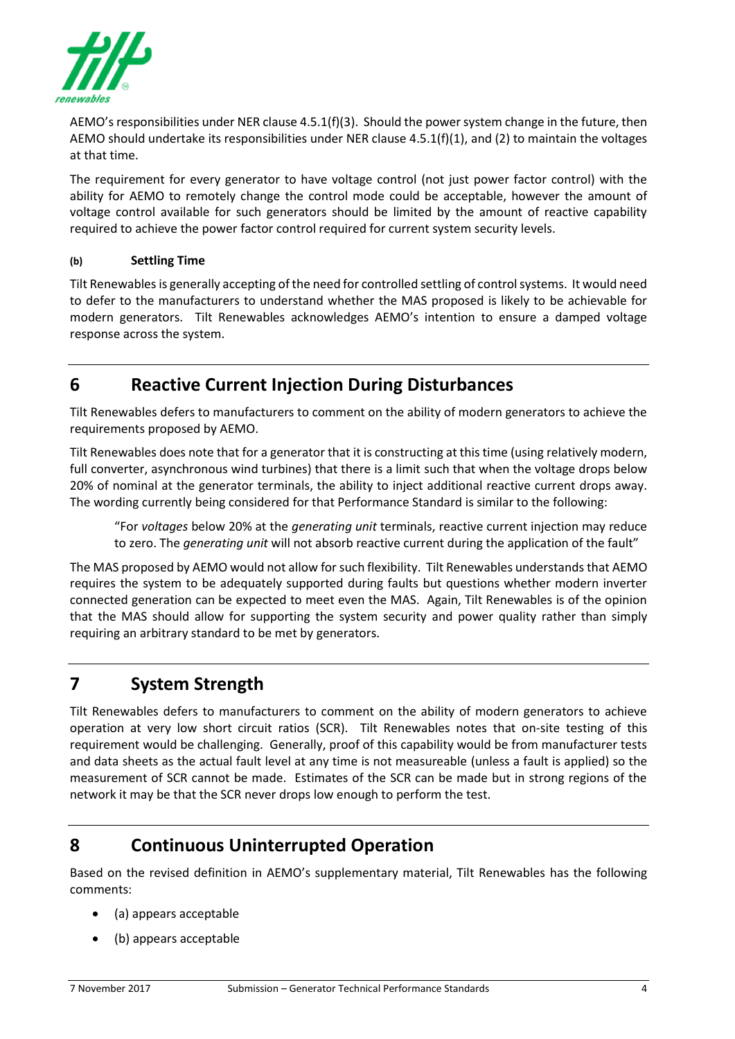AEMO's responsibilities under NER clause 4.5.1(f)(3). Should the power system change in the future, then AEMO should undertake its responsibilities under NER clause 4.5.1(f)(1), and (2) to maintain the voltages at that time.

The requirement for every generator to have voltage control (not just power factor control) with the ability for AEMO to remotely change the control mode could be acceptable, however the amount of voltage control available for such generators should be limited by the amount of reactive capability required to achieve the power factor control required for current system security levels.

#### (b) Settling Time

Tilt Renewables is generally accepting of the need for controlled settling of control systems. It would need to defer to the manufacturers to understand whether the MAS proposed is likely to be achievable for modern generators. Tilt Renewables acknowledges AEMO's intention to ensure a damped voltage response across the system.

## 6 Reactive Current Injection During Disturbances

Tilt Renewables defers to manufacturers to comment on the ability of modern generators to achieve the requirements proposed by AEMO.

Tilt Renewables does note that for a generator that it is constructing at this time (using relatively modern, full converter, asynchronous wind turbines) that there is a limit such that when the voltage drops below 20% of nominal at the generator terminals, the ability to inject additional reactive current drops away. The wording currently being considered for that Performance Standard is similar to the following:

> "For *voltages* below 20% at the *generating unit* terminals, reactive current injection may reduce to zero. The *generating unit* will not absorb reactive current during the application of the fault"

The MAS proposed by AEMO would not allow for such flexibility. Tilt Renewables understands that AEMO requires the system to be adequately supported during faults but questions whether modern inverter connected generation can be expected to meet even the MAS. Again, Tilt Renewables is of the opinion that the MAS should allow for supporting the system security and power quality rather than simply requiring an arbitrary standard to be met by generators.

## 7 System Strength

Tilt Renewables defers to manufacturers to comment on the ability of modern generators to achieve operation at very low short circuit ratios (SCR). Tilt Renewables notes that on-site testing of this requirement would be challenging. Generally, proof of this capability would be from manufacturer tests and data sheets as the actual fault level at any time is not measureable (unless a fault is applied) so the measurement of SCR cannot be made. Estimates of the SCR can be made but in strong regions of the network it may be that the SCR never drops low enough to perform the test.

## 8 Continuous Uninterrupted Operation

Based on the revised definition in AEMO's supplementary material, Tilt Renewables has the following comments:

- (a) appears acceptable
- (b) appears acceptable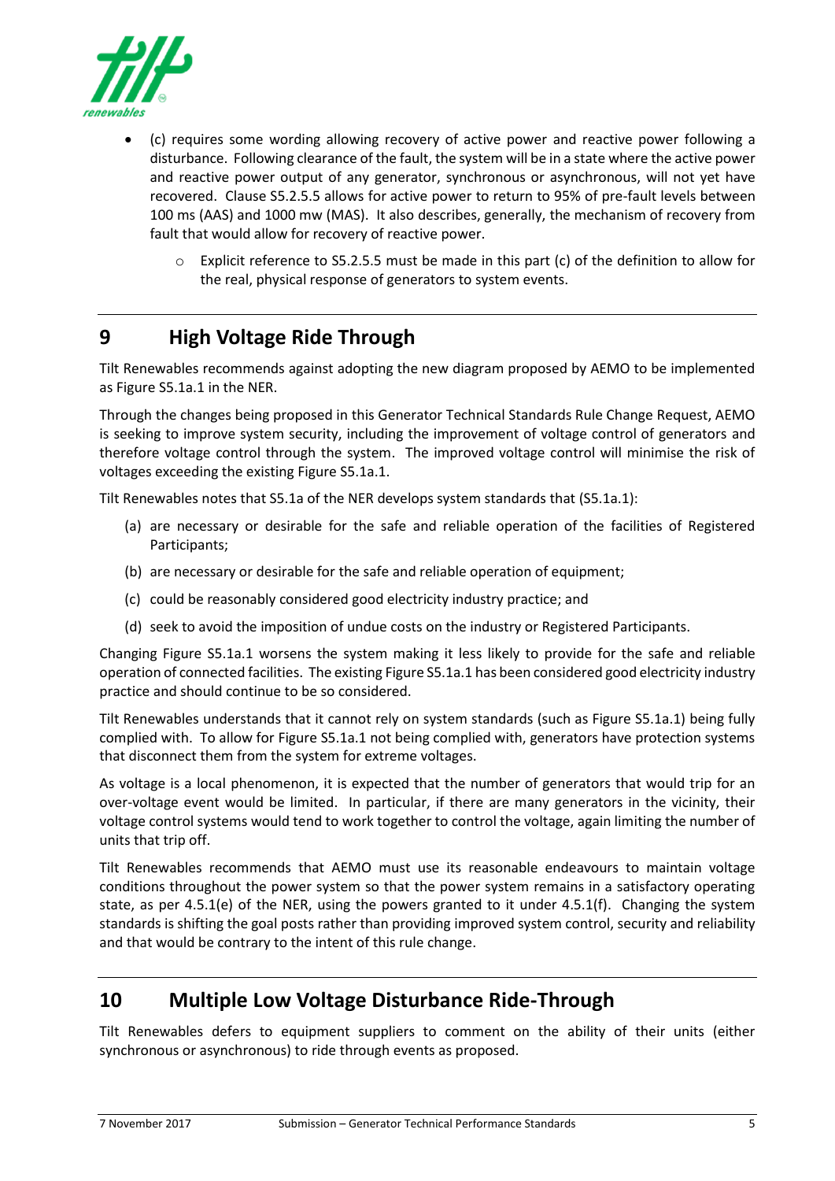- (c) requires some wording allowing recovery of active power and reactive power following a disturbance. Following clearance of the fault, the system will be in a state where the active power and reactive power output of any generator, synchronous or asynchronous, will not yet have recovered. Clause S5.2.5.5 allows for active power to return to 95% of pre-fault levels between 100 ms (AAS) and 1000 mw (MAS). It also describes, generally, the mechanism of recovery from fault that would allow for recovery of reactive power.
  - Explicit reference to S5.2.5.5 must be made in this part (c) of the definition to allow for the real, physical response of generators to system events.

# 9 High Voltage Ride Through

Tilt Renewables recommends against adopting the new diagram proposed by AEMO to be implemented as Figure S5.1a.1 in the NER.

Through the changes being proposed in this Generator Technical Standards Rule Change Request, AEMO is seeking to improve system security, including the improvement of voltage control of generators and therefore voltage control through the system. The improved voltage control will minimise the risk of voltages exceeding the existing Figure S5.1a.1.

Tilt Renewables notes that S5.1a of the NER develops system standards that (S5.1a.1):

(a) are necessary or desirable for the safe and reliable operation of the facilities of Registered Participants;

(b) are necessary or desirable for the safe and reliable operation of equipment;

(c) could be reasonably considered good electricity industry practice; and

(d) seek to avoid the imposition of undue costs on the industry or Registered Participants.

Changing Figure S5.1a.1 worsens the system making it less likely to provide for the safe and reliable operation of connected facilities. The existing Figure S5.1a.1 has been considered good electricity industry practice and should continue to be so considered.

Tilt Renewables understands that it cannot rely on system standards (such as Figure S5.1a.1) being fully complied with. To allow for Figure S5.1a.1 not being complied with, generators have protection systems that disconnect them from the system for extreme voltages.

As voltage is a local phenomenon, it is expected that the number of generators that would trip for an over-voltage event would be limited. In particular, if there are many generators in the vicinity, their voltage control systems would tend to work together to control the voltage, again limiting the number of units that trip off.

Tilt Renewables recommends that AEMO must use its reasonable endeavours to maintain voltage conditions throughout the power system so that the power system remains in a satisfactory operating state, as per 4.5.1(e) of the NER, using the powers granted to it under 4.5.1(f). Changing the system standards is shifting the goal posts rather than providing improved system control, security and reliability and that would be contrary to the intent of this rule change.

# 10 Multiple Low Voltage Disturbance Ride-Through

Tilt Renewables defers to equipment suppliers to comment on the ability of their units (either synchronous or asynchronous) to ride through events as proposed.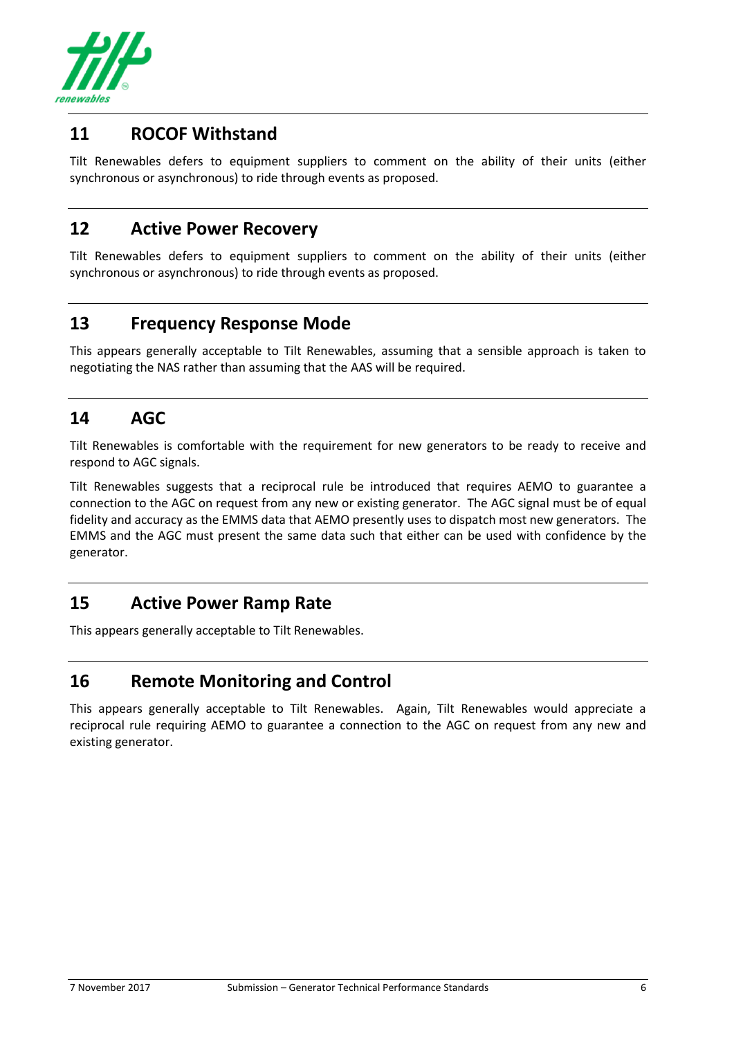## 11 ROCOF Withstand

Tilt Renewables defers to equipment suppliers to comment on the ability of their units (either synchronous or asynchronous) to ride through events as proposed.

## 12 Active Power Recovery

Tilt Renewables defers to equipment suppliers to comment on the ability of their units (either synchronous or asynchronous) to ride through events as proposed.

## 13 Frequency Response Mode

This appears generally acceptable to Tilt Renewables, assuming that a sensible approach is taken to negotiating the NAS rather than assuming that the AAS will be required.

## 14 AGC

Tilt Renewables is comfortable with the requirement for new generators to be ready to receive and respond to AGC signals.

Tilt Renewables suggests that a reciprocal rule be introduced that requires AEMO to guarantee a connection to the AGC on request from any new or existing generator. The AGC signal must be of equal fidelity and accuracy as the EMMS data that AEMO presently uses to dispatch most new generators. The EMMS and the AGC must present the same data such that either can be used with confidence by the generator.

## 15 Active Power Ramp Rate

This appears generally acceptable to Tilt Renewables.

## 16 Remote Monitoring and Control

This appears generally acceptable to Tilt Renewables. Again, Tilt Renewables would appreciate a reciprocal rule requiring AEMO to guarantee a connection to the AGC on request from any new and existing generator.